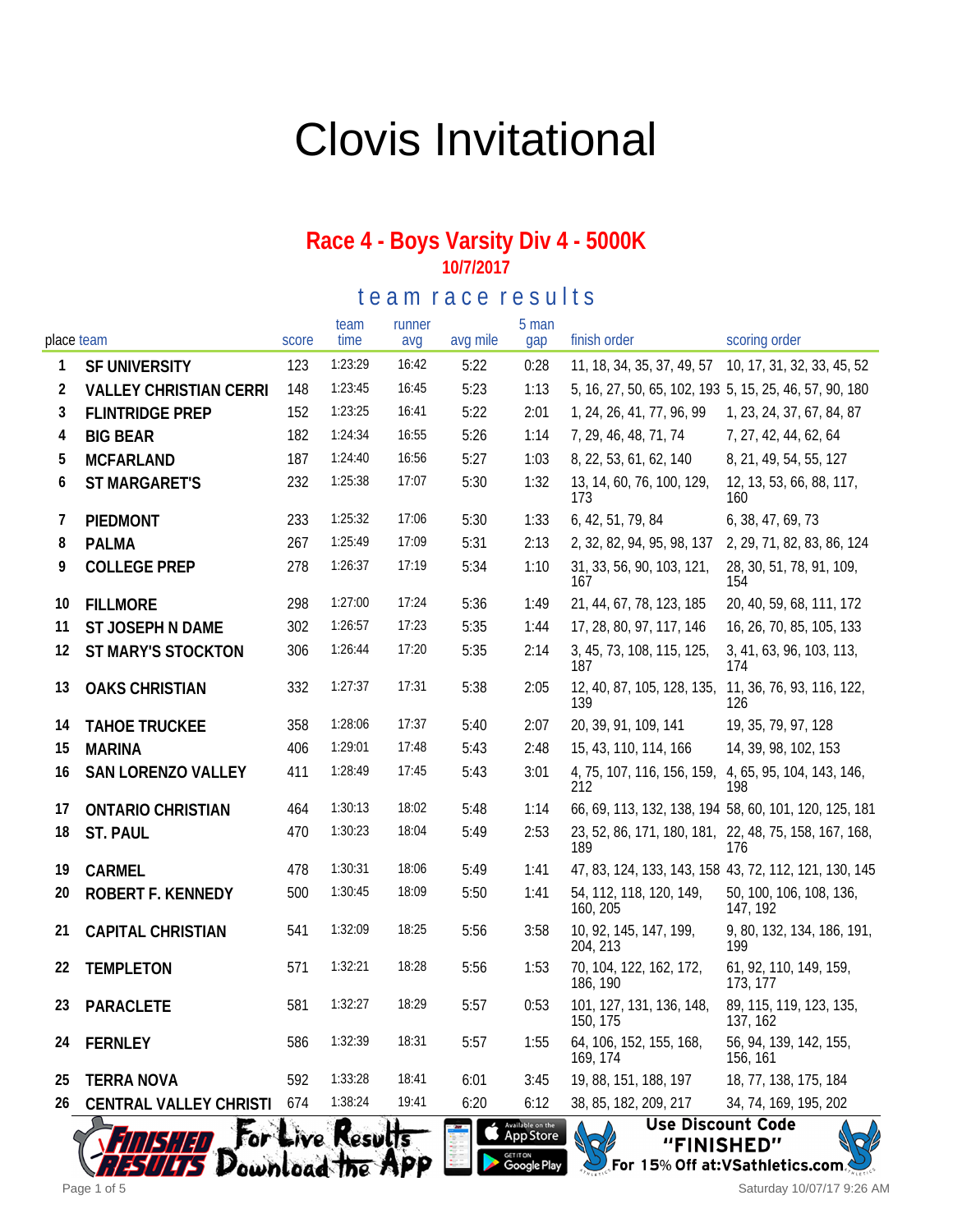# Clovis Invitational

## Race 4 - Boys Varsity Div 4 - 5000K

**10/7/2017**

### team race results

| place | team | score | team time | runner avg | avg mile | 5 man gap | finish order | scoring order |
|---|---|---|---|---|---|---|---|---|
| 1 | SF UNIVERSITY | 123 | 1:23:29 | 16:42 | 5:22 | 0:28 | 11, 18, 34, 35, 37, 49, 57 | 10, 17, 31, 32, 33, 45, 52 |
| 2 | VALLEY CHRISTIAN CERRI | 148 | 1:23:45 | 16:45 | 5:23 | 1:13 | 5, 16, 27, 50, 65, 102, 193 | 5, 15, 25, 46, 57, 90, 180 |
| 3 | FLINTRIDGE PREP | 152 | 1:23:25 | 16:41 | 5:22 | 2:01 | 1, 24, 26, 41, 77, 96, 99 | 1, 23, 24, 37, 67, 84, 87 |
| 4 | BIG BEAR | 182 | 1:24:34 | 16:55 | 5:26 | 1:14 | 7, 29, 46, 48, 71, 74 | 7, 27, 42, 44, 62, 64 |
| 5 | MCFARLAND | 187 | 1:24:40 | 16:56 | 5:27 | 1:03 | 8, 22, 53, 61, 62, 140 | 8, 21, 49, 54, 55, 127 |
| 6 | ST MARGARET'S | 232 | 1:25:38 | 17:07 | 5:30 | 1:32 | 13, 14, 60, 76, 100, 129, 173 | 12, 13, 53, 66, 88, 117, 160 |
| 7 | PIEDMONT | 233 | 1:25:32 | 17:06 | 5:30 | 1:33 | 6, 42, 51, 79, 84 | 6, 38, 47, 69, 73 |
| 8 | PALMA | 267 | 1:25:49 | 17:09 | 5:31 | 2:13 | 2, 32, 82, 94, 95, 98, 137 | 2, 29, 71, 82, 83, 86, 124 |
| 9 | COLLEGE PREP | 278 | 1:26:37 | 17:19 | 5:34 | 1:10 | 31, 33, 56, 90, 103, 121, 167 | 28, 30, 51, 78, 91, 109, 154 |
| 10 | FILLMORE | 298 | 1:27:00 | 17:24 | 5:36 | 1:49 | 21, 44, 67, 78, 123, 185 | 20, 40, 59, 68, 111, 172 |
| 11 | ST JOSEPH N DAME | 302 | 1:26:57 | 17:23 | 5:35 | 1:44 | 17, 28, 80, 97, 117, 146 | 16, 26, 70, 85, 105, 133 |
| 12 | ST MARY'S STOCKTON | 306 | 1:26:44 | 17:20 | 5:35 | 2:14 | 3, 45, 73, 108, 115, 125, 187 | 3, 41, 63, 96, 103, 113, 174 |
| 13 | OAKS CHRISTIAN | 332 | 1:27:37 | 17:31 | 5:38 | 2:05 | 12, 40, 87, 105, 128, 135, 139 | 11, 36, 76, 93, 116, 122, 126 |
| 14 | TAHOE TRUCKEE | 358 | 1:28:06 | 17:37 | 5:40 | 2:07 | 20, 39, 91, 109, 141 | 19, 35, 79, 97, 128 |
| 15 | MARINA | 406 | 1:29:01 | 17:48 | 5:43 | 2:48 | 15, 43, 110, 114, 166 | 14, 39, 98, 102, 153 |
| 16 | SAN LORENZO VALLEY | 411 | 1:28:49 | 17:45 | 5:43 | 3:01 | 4, 75, 107, 116, 156, 159, 212 | 4, 65, 95, 104, 143, 146, 198 |
| 17 | ONTARIO CHRISTIAN | 464 | 1:30:13 | 18:02 | 5:48 | 1:14 | 66, 69, 113, 132, 138, 194 | 58, 60, 101, 120, 125, 181 |
| 18 | ST. PAUL | 470 | 1:30:23 | 18:04 | 5:49 | 2:53 | 23, 52, 86, 171, 180, 181, 189 | 22, 48, 75, 158, 167, 168, 176 |
| 19 | CARMEL | 478 | 1:30:31 | 18:06 | 5:49 | 1:41 | 47, 83, 124, 133, 143, 158 | 43, 72, 112, 121, 130, 145 |
| 20 | ROBERT F. KENNEDY | 500 | 1:30:45 | 18:09 | 5:50 | 1:41 | 54, 112, 118, 120, 149, 160, 205 | 50, 100, 106, 108, 136, 147, 192 |
| 21 | CAPITAL CHRISTIAN | 541 | 1:32:09 | 18:25 | 5:56 | 3:58 | 10, 92, 145, 147, 199, 204, 213 | 9, 80, 132, 134, 186, 191, 199 |
| 22 | TEMPLETON | 571 | 1:32:21 | 18:28 | 5:56 | 1:53 | 70, 104, 122, 162, 172, 186, 190 | 61, 92, 110, 149, 159, 173, 177 |
| 23 | PARACLETE | 581 | 1:32:27 | 18:29 | 5:57 | 0:53 | 101, 127, 131, 136, 148, 150, 175 | 89, 115, 119, 123, 135, 137, 162 |
| 24 | FERNLEY | 586 | 1:32:39 | 18:31 | 5:57 | 1:55 | 64, 106, 152, 155, 168, 169, 174 | 56, 94, 139, 142, 155, 156, 161 |
| 25 | TERRA NOVA | 592 | 1:33:28 | 18:41 | 6:01 | 3:45 | 19, 88, 151, 188, 197 | 18, 77, 138, 175, 184 |
| 26 | CENTRAL VALLEY CHRISTI | 674 | 1:38:24 | 19:41 | 6:20 | 6:12 | 38, 85, 182, 209, 217 | 34, 74, 169, 195, 202 |

Finished Results — For Live Results Download the App — Available on the App Store — Get it on Google Play

Use Discount Code "FINISHED" For 15% Off at:VSathletics.com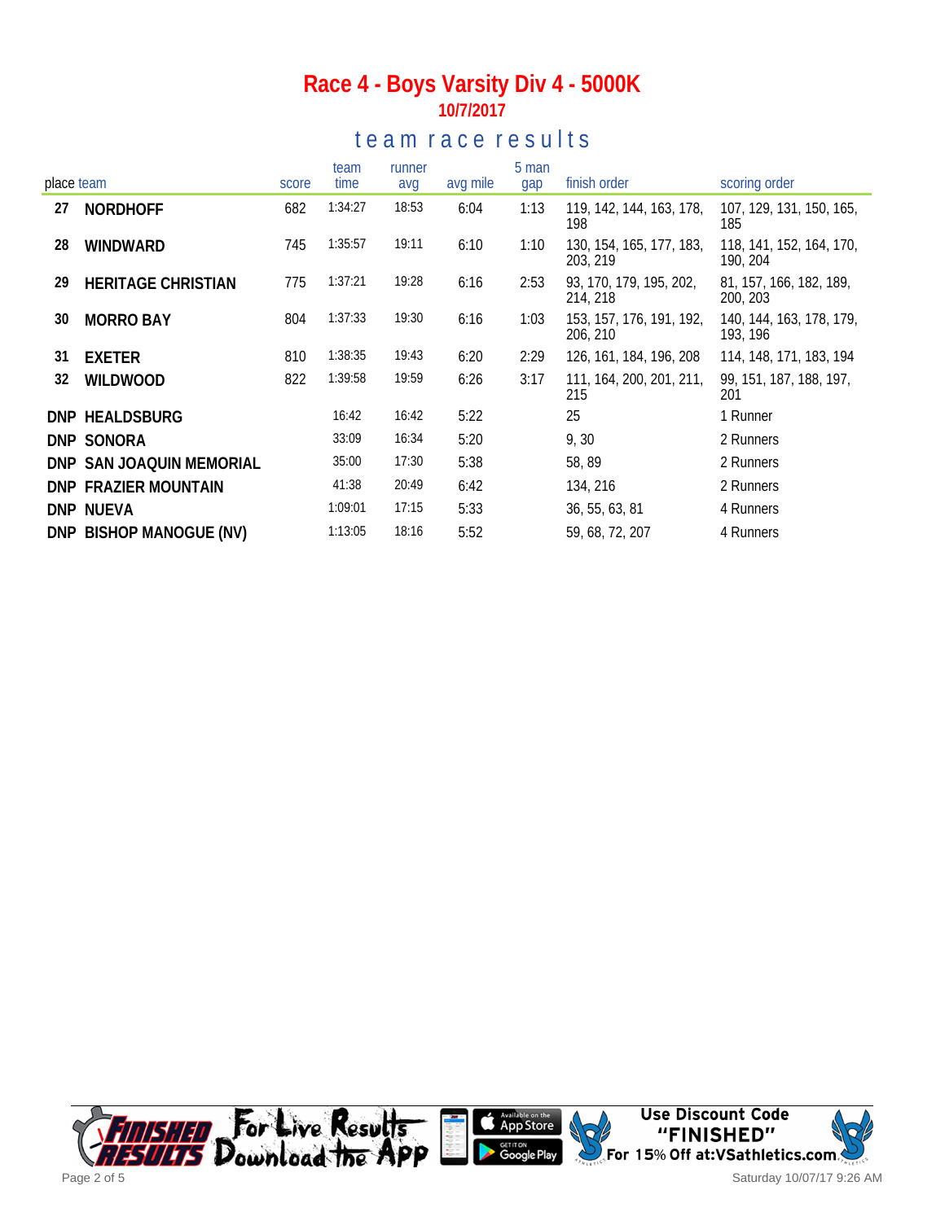# Race 4 - Boys Varsity Div 4 - 5000K

**10/7/2017**

## team race results

| place | team | score | team time | runner avg | avg mile | 5 man gap | finish order | scoring order |
|---|---|---|---|---|---|---|---|---|
| 27 | **NORDHOFF** | 682 | 1:34:27 | 18:53 | 6:04 | 1:13 | 119, 142, 144, 163, 178, 198 | 107, 129, 131, 150, 165, 185 |
| 28 | **WINDWARD** | 745 | 1:35:57 | 19:11 | 6:10 | 1:10 | 130, 154, 165, 177, 183, 203, 219 | 118, 141, 152, 164, 170, 190, 204 |
| 29 | **HERITAGE CHRISTIAN** | 775 | 1:37:21 | 19:28 | 6:16 | 2:53 | 93, 170, 179, 195, 202, 214, 218 | 81, 157, 166, 182, 189, 200, 203 |
| 30 | **MORRO BAY** | 804 | 1:37:33 | 19:30 | 6:16 | 1:03 | 153, 157, 176, 191, 192, 206, 210 | 140, 144, 163, 178, 179, 193, 196 |
| 31 | **EXETER** | 810 | 1:38:35 | 19:43 | 6:20 | 2:29 | 126, 161, 184, 196, 208 | 114, 148, 171, 183, 194 |
| 32 | **WILDWOOD** | 822 | 1:39:58 | 19:59 | 6:26 | 3:17 | 111, 164, 200, 201, 211, 215 | 99, 151, 187, 188, 197, 201 |
| DNP | **HEALDSBURG** | | 16:42 | 16:42 | 5:22 | | 25 | 1 Runner |
| DNP | **SONORA** | | 33:09 | 16:34 | 5:20 | | 9, 30 | 2 Runners |
| DNP | **SAN JOAQUIN MEMORIAL** | | 35:00 | 17:30 | 5:38 | | 58, 89 | 2 Runners |
| DNP | **FRAZIER MOUNTAIN** | | 41:38 | 20:49 | 6:42 | | 134, 216 | 2 Runners |
| DNP | **NUEVA** | | 1:09:01 | 17:15 | 5:33 | | 36, 55, 63, 81 | 4 Runners |
| DNP | **BISHOP MANOGUE (NV)** | | 1:13:05 | 18:16 | 5:52 | | 59, 68, 72, 207 | 4 Runners |

For Live Results Download the App

Use Discount Code "FINISHED" For 15% Off at:VSathletics.com

Saturday 10/07/17 9:26 AM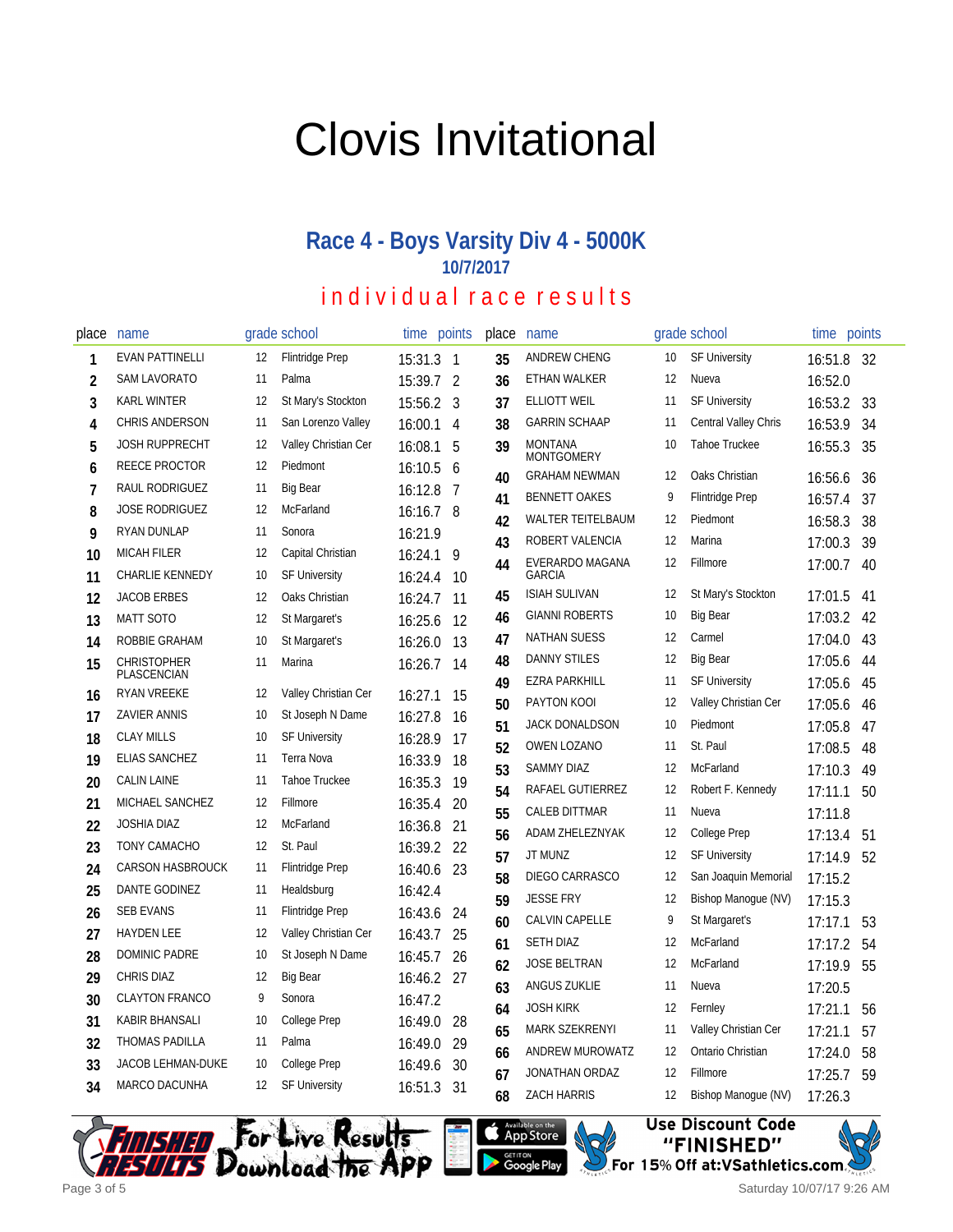# Clovis Invitational

## Race 4 - Boys Varsity Div 4 - 5000K

### 10/7/2017

### individual race results

| place | name | grade | school | time | points |
|---|---|---|---|---|---|
| 1 | EVAN PATTINELLI | 12 | Flintridge Prep | 15:31.3 | 1 |
| 2 | SAM LAVORATO | 11 | Palma | 15:39.7 | 2 |
| 3 | KARL WINTER | 12 | St Mary's Stockton | 15:56.2 | 3 |
| 4 | CHRIS ANDERSON | 11 | San Lorenzo Valley | 16:00.1 | 4 |
| 5 | JOSH RUPPRECHT | 12 | Valley Christian Cer | 16:08.1 | 5 |
| 6 | REECE PROCTOR | 12 | Piedmont | 16:10.5 | 6 |
| 7 | RAUL RODRIGUEZ | 11 | Big Bear | 16:12.8 | 7 |
| 8 | JOSE RODRIGUEZ | 12 | McFarland | 16:16.7 | 8 |
| 9 | RYAN DUNLAP | 11 | Sonora | 16:21.9 | |
| 10 | MICAH FILER | 12 | Capital Christian | 16:24.1 | 9 |
| 11 | CHARLIE KENNEDY | 10 | SF University | 16:24.4 | 10 |
| 12 | JACOB ERBES | 12 | Oaks Christian | 16:24.7 | 11 |
| 13 | MATT SOTO | 12 | St Margaret's | 16:25.6 | 12 |
| 14 | ROBBIE GRAHAM | 10 | St Margaret's | 16:26.0 | 13 |
| 15 | CHRISTOPHER PLASCENCIAN | 11 | Marina | 16:26.7 | 14 |
| 16 | RYAN VREEKE | 12 | Valley Christian Cer | 16:27.1 | 15 |
| 17 | ZAVIER ANNIS | 10 | St Joseph N Dame | 16:27.8 | 16 |
| 18 | CLAY MILLS | 10 | SF University | 16:28.9 | 17 |
| 19 | ELIAS SANCHEZ | 11 | Terra Nova | 16:33.9 | 18 |
| 20 | CALIN LAINE | 11 | Tahoe Truckee | 16:35.3 | 19 |
| 21 | MICHAEL SANCHEZ | 12 | Fillmore | 16:35.4 | 20 |
| 22 | JOSHIA DIAZ | 12 | McFarland | 16:36.8 | 21 |
| 23 | TONY CAMACHO | 12 | St. Paul | 16:39.2 | 22 |
| 24 | CARSON HASBROUCK | 11 | Flintridge Prep | 16:40.6 | 23 |
| 25 | DANTE GODINEZ | 11 | Healdsburg | 16:42.4 | |
| 26 | SEB EVANS | 11 | Flintridge Prep | 16:43.6 | 24 |
| 27 | HAYDEN LEE | 12 | Valley Christian Cer | 16:43.7 | 25 |
| 28 | DOMINIC PADRE | 10 | St Joseph N Dame | 16:45.7 | 26 |
| 29 | CHRIS DIAZ | 12 | Big Bear | 16:46.2 | 27 |
| 30 | CLAYTON FRANCO | 9 | Sonora | 16:47.2 | |
| 31 | KABIR BHANSALI | 10 | College Prep | 16:49.0 | 28 |
| 32 | THOMAS PADILLA | 11 | Palma | 16:49.0 | 29 |
| 33 | JACOB LEHMAN-DUKE | 10 | College Prep | 16:49.6 | 30 |
| 34 | MARCO DACUNHA | 12 | SF University | 16:51.3 | 31 |
| 35 | ANDREW CHENG | 10 | SF University | 16:51.8 | 32 |
| 36 | ETHAN WALKER | 12 | Nueva | 16:52.0 | |
| 37 | ELLIOTT WEIL | 11 | SF University | 16:53.2 | 33 |
| 38 | GARRIN SCHAAP | 11 | Central Valley Chris | 16:53.9 | 34 |
| 39 | MONTANA MONTGOMERY | 10 | Tahoe Truckee | 16:55.3 | 35 |
| 40 | GRAHAM NEWMAN | 12 | Oaks Christian | 16:56.6 | 36 |
| 41 | BENNETT OAKES | 9 | Flintridge Prep | 16:57.4 | 37 |
| 42 | WALTER TEITELBAUM | 12 | Piedmont | 16:58.3 | 38 |
| 43 | ROBERT VALENCIA | 12 | Marina | 17:00.3 | 39 |
| 44 | EVERARDO MAGANA GARCIA | 12 | Fillmore | 17:00.7 | 40 |
| 45 | ISIAH SULIVAN | 12 | St Mary's Stockton | 17:01.5 | 41 |
| 46 | GIANNI ROBERTS | 10 | Big Bear | 17:03.2 | 42 |
| 47 | NATHAN SUESS | 12 | Carmel | 17:04.0 | 43 |
| 48 | DANNY STILES | 12 | Big Bear | 17:05.6 | 44 |
| 49 | EZRA PARKHILL | 11 | SF University | 17:05.6 | 45 |
| 50 | PAYTON KOOI | 12 | Valley Christian Cer | 17:05.6 | 46 |
| 51 | JACK DONALDSON | 10 | Piedmont | 17:05.8 | 47 |
| 52 | OWEN LOZANO | 11 | St. Paul | 17:08.5 | 48 |
| 53 | SAMMY DIAZ | 12 | McFarland | 17:10.3 | 49 |
| 54 | RAFAEL GUTIERREZ | 12 | Robert F. Kennedy | 17:11.1 | 50 |
| 55 | CALEB DITTMAR | 11 | Nueva | 17:11.8 | |
| 56 | ADAM ZHELEZNYAK | 12 | College Prep | 17:13.4 | 51 |
| 57 | JT MUNZ | 12 | SF University | 17:14.9 | 52 |
| 58 | DIEGO CARRASCO | 12 | San Joaquin Memorial | 17:15.2 | |
| 59 | JESSE FRY | 12 | Bishop Manogue (NV) | 17:15.3 | |
| 60 | CALVIN CAPELLE | 9 | St Margaret's | 17:17.1 | 53 |
| 61 | SETH DIAZ | 12 | McFarland | 17:17.2 | 54 |
| 62 | JOSE BELTRAN | 12 | McFarland | 17:19.9 | 55 |
| 63 | ANGUS ZUKLIE | 11 | Nueva | 17:20.5 | |
| 64 | JOSH KIRK | 12 | Fernley | 17:21.1 | 56 |
| 65 | MARK SZEKRENYI | 11 | Valley Christian Cer | 17:21.1 | 57 |
| 66 | ANDREW MUROWATZ | 12 | Ontario Christian | 17:24.0 | 58 |
| 67 | JONATHAN ORDAZ | 12 | Fillmore | 17:25.7 | 59 |
| 68 | ZACH HARRIS | 12 | Bishop Manogue (NV) | 17:26.3 | |

FINISHED RESULTS — For Live Results Download the App — Available on the App Store / Get it on Google Play — Use Discount Code "FINISHED" For 15% Off at:VSathletics.com

Saturday 10/07/17 9:26 AM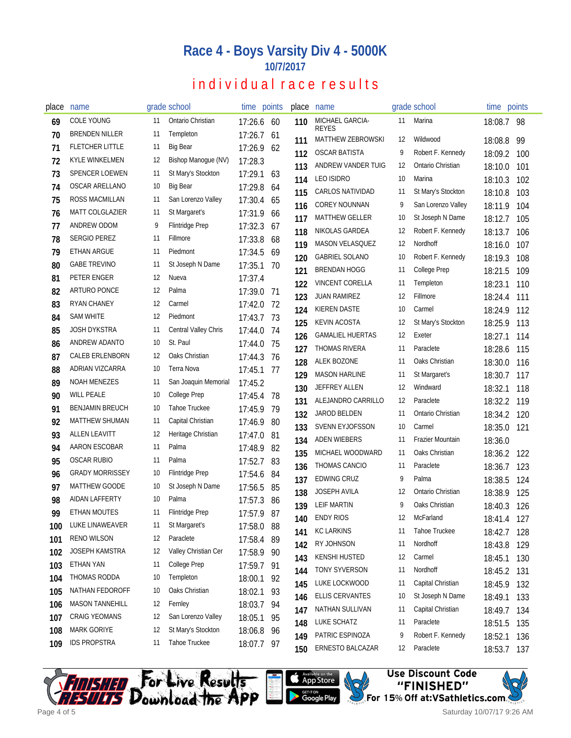# Race 4 - Boys Varsity Div 4 - 5000K

## 10/7/2017

## individual race results

| place | name | grade | school | time | points |
|---|---|---|---|---|---|
| 69 | COLE YOUNG | 11 | Ontario Christian | 17:26.6 | 60 |
| 70 | BRENDEN NILLER | 11 | Templeton | 17:26.7 | 61 |
| 71 | FLETCHER LITTLE | 11 | Big Bear | 17:26.9 | 62 |
| 72 | KYLE WINKELMEN | 12 | Bishop Manogue (NV) | 17:28.3 | |
| 73 | SPENCER LOEWEN | 11 | St Mary's Stockton | 17:29.1 | 63 |
| 74 | OSCAR ARELLANO | 10 | Big Bear | 17:29.8 | 64 |
| 75 | ROSS MACMILLAN | 11 | San Lorenzo Valley | 17:30.4 | 65 |
| 76 | MATT COLGLAZIER | 11 | St Margaret's | 17:31.9 | 66 |
| 77 | ANDREW ODOM | 9 | Flintridge Prep | 17:32.3 | 67 |
| 78 | SERGIO PEREZ | 11 | Fillmore | 17:33.8 | 68 |
| 79 | ETHAN ARGUE | 11 | Piedmont | 17:34.5 | 69 |
| 80 | GABE TREVINO | 11 | St Joseph N Dame | 17:35.1 | 70 |
| 81 | PETER ENGER | 12 | Nueva | 17:37.4 | |
| 82 | ARTURO PONCE | 12 | Palma | 17:39.0 | 71 |
| 83 | RYAN CHANEY | 12 | Carmel | 17:42.0 | 72 |
| 84 | SAM WHITE | 12 | Piedmont | 17:43.7 | 73 |
| 85 | JOSH DYKSTRA | 11 | Central Valley Chris | 17:44.0 | 74 |
| 86 | ANDREW ADANTO | 10 | St. Paul | 17:44.0 | 75 |
| 87 | CALEB ERLENBORN | 12 | Oaks Christian | 17:44.3 | 76 |
| 88 | ADRIAN VIZCARRA | 10 | Terra Nova | 17:45.1 | 77 |
| 89 | NOAH MENEZES | 11 | San Joaquin Memorial | 17:45.2 | |
| 90 | WILL PEALE | 10 | College Prep | 17:45.4 | 78 |
| 91 | BENJAMIN BREUCH | 10 | Tahoe Truckee | 17:45.9 | 79 |
| 92 | MATTHEW SHUMAN | 11 | Capital Christian | 17:46.9 | 80 |
| 93 | ALLEN LEAVITT | 12 | Heritage Christian | 17:47.0 | 81 |
| 94 | AARON ESCOBAR | 11 | Palma | 17:48.9 | 82 |
| 95 | OSCAR RUBIO | 11 | Palma | 17:52.7 | 83 |
| 96 | GRADY MORRISSEY | 10 | Flintridge Prep | 17:54.6 | 84 |
| 97 | MATTHEW GOODE | 10 | St Joseph N Dame | 17:56.5 | 85 |
| 98 | AIDAN LAFFERTY | 10 | Palma | 17:57.3 | 86 |
| 99 | ETHAN MOUTES | 11 | Flintridge Prep | 17:57.9 | 87 |
| 100 | LUKE LINAWEAVER | 11 | St Margaret's | 17:58.0 | 88 |
| 101 | RENO WILSON | 12 | Paraclete | 17:58.4 | 89 |
| 102 | JOSEPH KAMSTRA | 12 | Valley Christian Cer | 17:58.9 | 90 |
| 103 | ETHAN YAN | 11 | College Prep | 17:59.7 | 91 |
| 104 | THOMAS RODDA | 10 | Templeton | 18:00.1 | 92 |
| 105 | NATHAN FEDOROFF | 10 | Oaks Christian | 18:02.1 | 93 |
| 106 | MASON TANNEHILL | 12 | Fernley | 18:03.7 | 94 |
| 107 | CRAIG YEOMANS | 12 | San Lorenzo Valley | 18:05.1 | 95 |
| 108 | MARK GORIYE | 12 | St Mary's Stockton | 18:06.8 | 96 |
| 109 | IDS PROPSTRA | 11 | Tahoe Truckee | 18:07.7 | 97 |
| 110 | MICHAEL GARCIA-REYES | 11 | Marina | 18:08.7 | 98 |
| 111 | MATTHEW ZEBROWSKI | 12 | Wildwood | 18:08.8 | 99 |
| 112 | OSCAR BATISTA | 9 | Robert F. Kennedy | 18:09.2 | 100 |
| 113 | ANDREW VANDER TUIG | 12 | Ontario Christian | 18:10.0 | 101 |
| 114 | LEO ISIDRO | 10 | Marina | 18:10.3 | 102 |
| 115 | CARLOS NATIVIDAD | 11 | St Mary's Stockton | 18:10.8 | 103 |
| 116 | COREY NOUNNAN | 9 | San Lorenzo Valley | 18:11.9 | 104 |
| 117 | MATTHEW GELLER | 10 | St Joseph N Dame | 18:12.7 | 105 |
| 118 | NIKOLAS GARDEA | 12 | Robert F. Kennedy | 18:13.7 | 106 |
| 119 | MASON VELASQUEZ | 12 | Nordhoff | 18:16.0 | 107 |
| 120 | GABRIEL SOLANO | 10 | Robert F. Kennedy | 18:19.3 | 108 |
| 121 | BRENDAN HOGG | 11 | College Prep | 18:21.5 | 109 |
| 122 | VINCENT CORELLA | 11 | Templeton | 18:23.1 | 110 |
| 123 | JUAN RAMIREZ | 12 | Fillmore | 18:24.4 | 111 |
| 124 | KIEREN DASTE | 10 | Carmel | 18:24.9 | 112 |
| 125 | KEVIN ACOSTA | 12 | St Mary's Stockton | 18:25.9 | 113 |
| 126 | GAMALIEL HUERTAS | 12 | Exeter | 18:27.1 | 114 |
| 127 | THOMAS RIVERA | 11 | Paraclete | 18:28.6 | 115 |
| 128 | ALEK BOZONE | 11 | Oaks Christian | 18:30.0 | 116 |
| 129 | MASON HARLINE | 11 | St Margaret's | 18:30.7 | 117 |
| 130 | JEFFREY ALLEN | 12 | Windward | 18:32.1 | 118 |
| 131 | ALEJANDRO CARRILLO | 12 | Paraclete | 18:32.2 | 119 |
| 132 | JAROD BELDEN | 11 | Ontario Christian | 18:34.2 | 120 |
| 133 | SVENN EYJOFSSON | 10 | Carmel | 18:35.0 | 121 |
| 134 | ADEN WIEBERS | 11 | Frazier Mountain | 18:36.0 | |
| 135 | MICHAEL WOODWARD | 11 | Oaks Christian | 18:36.2 | 122 |
| 136 | THOMAS CANCIO | 11 | Paraclete | 18:36.7 | 123 |
| 137 | EDWING CRUZ | 9 | Palma | 18:38.5 | 124 |
| 138 | JOSEPH AVILA | 12 | Ontario Christian | 18:38.9 | 125 |
| 139 | LEIF MARTIN | 9 | Oaks Christian | 18:40.3 | 126 |
| 140 | ENDY RIOS | 12 | McFarland | 18:41.4 | 127 |
| 141 | KC LARKINS | 11 | Tahoe Truckee | 18:42.7 | 128 |
| 142 | RY JOHNSON | 11 | Nordhoff | 18:43.8 | 129 |
| 143 | KENSHI HUSTED | 12 | Carmel | 18:45.1 | 130 |
| 144 | TONY SYVERSON | 11 | Nordhoff | 18:45.2 | 131 |
| 145 | LUKE LOCKWOOD | 11 | Capital Christian | 18:45.9 | 132 |
| 146 | ELLIS CERVANTES | 10 | St Joseph N Dame | 18:49.1 | 133 |
| 147 | NATHAN SULLIVAN | 11 | Capital Christian | 18:49.7 | 134 |
| 148 | LUKE SCHATZ | 11 | Paraclete | 18:51.5 | 135 |
| 149 | PATRIC ESPINOZA | 9 | Robert F. Kennedy | 18:52.1 | 136 |
| 150 | ERNESTO BALCAZAR | 12 | Paraclete | 18:53.7 | 137 |

FINISHED RESULTS — For Live Results Download the App — Available on the App Store — Get it on Google Play

Use Discount Code "FINISHED" For 15% Off at:VSathletics.com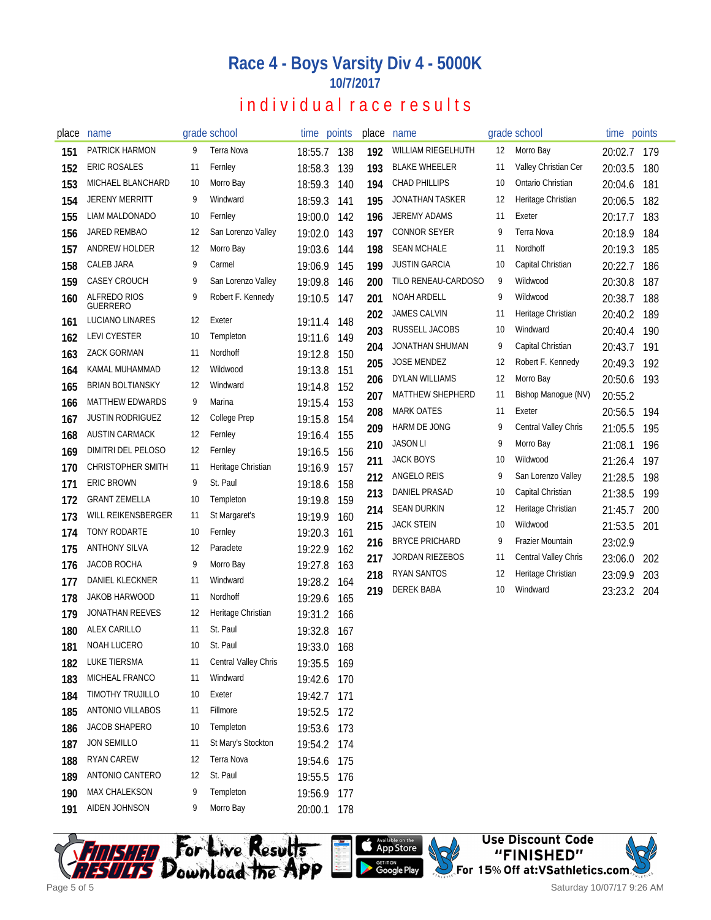# Race 4 - Boys Varsity Div 4 - 5000K

**10/7/2017**

## individual race results

| place | name | grade | school | time | points |
|---|---|---|---|---|---|
| 151 | PATRICK HARMON | 9 | Terra Nova | 18:55.7 | 138 |
| 152 | ERIC ROSALES | 11 | Fernley | 18:58.3 | 139 |
| 153 | MICHAEL BLANCHARD | 10 | Morro Bay | 18:59.3 | 140 |
| 154 | JERENY MERRITT | 9 | Windward | 18:59.3 | 141 |
| 155 | LIAM MALDONADO | 10 | Fernley | 19:00.0 | 142 |
| 156 | JARED REMBAO | 12 | San Lorenzo Valley | 19:02.0 | 143 |
| 157 | ANDREW HOLDER | 12 | Morro Bay | 19:03.6 | 144 |
| 158 | CALEB JARA | 9 | Carmel | 19:06.9 | 145 |
| 159 | CASEY CROUCH | 9 | San Lorenzo Valley | 19:09.8 | 146 |
| 160 | ALFREDO RIOS GUERRERO | 9 | Robert F. Kennedy | 19:10.5 | 147 |
| 161 | LUCIANO LINARES | 12 | Exeter | 19:11.4 | 148 |
| 162 | LEVI CYESTER | 10 | Templeton | 19:11.6 | 149 |
| 163 | ZACK GORMAN | 11 | Nordhoff | 19:12.8 | 150 |
| 164 | KAMAL MUHAMMAD | 12 | Wildwood | 19:13.8 | 151 |
| 165 | BRIAN BOLTIANSKY | 12 | Windward | 19:14.8 | 152 |
| 166 | MATTHEW EDWARDS | 9 | Marina | 19:15.4 | 153 |
| 167 | JUSTIN RODRIGUEZ | 12 | College Prep | 19:15.8 | 154 |
| 168 | AUSTIN CARMACK | 12 | Fernley | 19:16.4 | 155 |
| 169 | DIMITRI DEL PELOSO | 12 | Fernley | 19:16.5 | 156 |
| 170 | CHRISTOPHER SMITH | 11 | Heritage Christian | 19:16.9 | 157 |
| 171 | ERIC BROWN | 9 | St. Paul | 19:18.6 | 158 |
| 172 | GRANT ZEMELLA | 10 | Templeton | 19:19.8 | 159 |
| 173 | WILL REIKENSBERGER | 11 | St Margaret's | 19:19.9 | 160 |
| 174 | TONY RODARTE | 10 | Fernley | 19:20.3 | 161 |
| 175 | ANTHONY SILVA | 12 | Paraclete | 19:22.9 | 162 |
| 176 | JACOB ROCHA | 9 | Morro Bay | 19:27.8 | 163 |
| 177 | DANIEL KLECKNER | 11 | Windward | 19:28.2 | 164 |
| 178 | JAKOB HARWOOD | 11 | Nordhoff | 19:29.6 | 165 |
| 179 | JONATHAN REEVES | 12 | Heritage Christian | 19:31.2 | 166 |
| 180 | ALEX CARILLO | 11 | St. Paul | 19:32.8 | 167 |
| 181 | NOAH LUCERO | 10 | St. Paul | 19:33.0 | 168 |
| 182 | LUKE TIERSMA | 11 | Central Valley Chris | 19:35.5 | 169 |
| 183 | MICHEAL FRANCO | 11 | Windward | 19:42.6 | 170 |
| 184 | TIMOTHY TRUJILLO | 10 | Exeter | 19:42.7 | 171 |
| 185 | ANTONIO VILLABOS | 11 | Fillmore | 19:52.5 | 172 |
| 186 | JACOB SHAPERO | 10 | Templeton | 19:53.6 | 173 |
| 187 | JON SEMILLO | 11 | St Mary's Stockton | 19:54.2 | 174 |
| 188 | RYAN CAREW | 12 | Terra Nova | 19:54.6 | 175 |
| 189 | ANTONIO CANTERO | 12 | St. Paul | 19:55.5 | 176 |
| 190 | MAX CHALEKSON | 9 | Templeton | 19:56.9 | 177 |
| 191 | AIDEN JOHNSON | 9 | Morro Bay | 20:00.1 | 178 |
| 192 | WILLIAM RIEGELHUTH | 12 | Morro Bay | 20:02.7 | 179 |
| 193 | BLAKE WHEELER | 11 | Valley Christian Cer | 20:03.5 | 180 |
| 194 | CHAD PHILLIPS | 10 | Ontario Christian | 20:04.6 | 181 |
| 195 | JONATHAN TASKER | 12 | Heritage Christian | 20:06.5 | 182 |
| 196 | JEREMY ADAMS | 11 | Exeter | 20:17.7 | 183 |
| 197 | CONNOR SEYER | 9 | Terra Nova | 20:18.9 | 184 |
| 198 | SEAN MCHALE | 11 | Nordhoff | 20:19.3 | 185 |
| 199 | JUSTIN GARCIA | 10 | Capital Christian | 20:22.7 | 186 |
| 200 | TILO RENEAU-CARDOSO | 9 | Wildwood | 20:30.8 | 187 |
| 201 | NOAH ARDELL | 9 | Wildwood | 20:38.7 | 188 |
| 202 | JAMES CALVIN | 11 | Heritage Christian | 20:40.2 | 189 |
| 203 | RUSSELL JACOBS | 10 | Windward | 20:40.4 | 190 |
| 204 | JONATHAN SHUMAN | 9 | Capital Christian | 20:43.7 | 191 |
| 205 | JOSE MENDEZ | 12 | Robert F. Kennedy | 20:49.3 | 192 |
| 206 | DYLAN WILLIAMS | 12 | Morro Bay | 20:50.6 | 193 |
| 207 | MATTHEW SHEPHERD | 11 | Bishop Manogue (NV) | 20:55.2 | |
| 208 | MARK OATES | 11 | Exeter | 20:56.5 | 194 |
| 209 | HARM DE JONG | 9 | Central Valley Chris | 21:05.5 | 195 |
| 210 | JASON LI | 9 | Morro Bay | 21:08.1 | 196 |
| 211 | JACK BOYS | 10 | Wildwood | 21:26.4 | 197 |
| 212 | ANGELO REIS | 9 | San Lorenzo Valley | 21:28.5 | 198 |
| 213 | DANIEL PRASAD | 10 | Capital Christian | 21:38.5 | 199 |
| 214 | SEAN DURKIN | 12 | Heritage Christian | 21:45.7 | 200 |
| 215 | JACK STEIN | 10 | Wildwood | 21:53.5 | 201 |
| 216 | BRYCE PRICHARD | 9 | Frazier Mountain | 23:02.9 | |
| 217 | JORDAN RIEZEBOS | 11 | Central Valley Chris | 23:06.0 | 202 |
| 218 | RYAN SANTOS | 12 | Heritage Christian | 23:09.9 | 203 |
| 219 | DEREK BABA | 10 | Windward | 23:23.2 | 204 |

Finished Results — For Live Results Download the App — Available on the App Store — Get it on Google Play

Use Discount Code "FINISHED" For 15% Off at:VSathletics.com

Saturday 10/07/17 9:26 AM